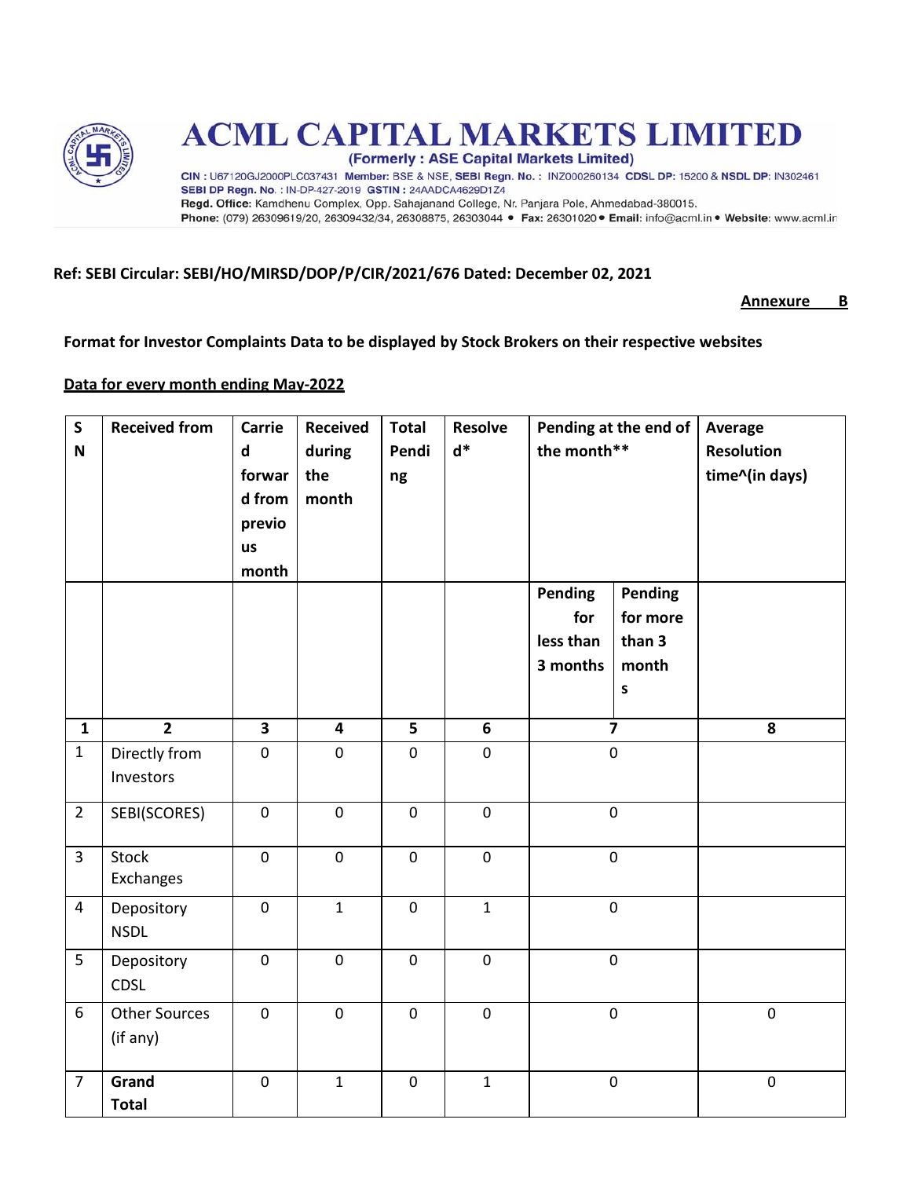# ACML CAPITAL MARKETS LIMITED

**(Formerly : ASE Capital Markets Limited)**

**CIN :** U67120GJ2000PLC037431 **Member:** BSE & NSE, **SEBI Regn. No. :** INZ000260134 **CDSL DP:** 15200 & **NSDL DP:** IN302461
**SEBI DP Regn. No. :** IN-DP-427-2019 **GSTIN :** 24AADCA4629D1Z4
**Regd. Office:** Kamdhenu Complex, Opp. Sahajanand College, Nr. Panjara Pole, Ahmedabad-380015.
**Phone:** (079) 26309619/20, 26309432/34, 26308875, 26303044 • **Fax:** 26301020 • **Email:** info@acml.in • **Website:** www.acml.in

**Ref: SEBI Circular: SEBI/HO/MIRSD/DOP/P/CIR/2021/676 Dated: December 02, 2021**

**Annexure B**

**Format for Investor Complaints Data to be displayed by Stock Brokers on their respective websites**

**Data for every month ending May-2022**

| SN | Received from | Carried forward from previous month | Received during the month | Total Pending | Resolved* | Pending at the end of the month** | | Average Resolution time^(in days) |
|---|---|---|---|---|---|---|---|---|
| | | | | | | Pending for less than 3 months | Pending for more than 3 months | |
| 1 | 2 | 3 | 4 | 5 | 6 | 7 | | 8 |
| 1 | Directly from Investors | 0 | 0 | 0 | 0 | 0 | | |
| 2 | SEBI(SCORES) | 0 | 0 | 0 | 0 | 0 | | |
| 3 | Stock Exchanges | 0 | 0 | 0 | 0 | 0 | | |
| 4 | Depository NSDL | 0 | 1 | 0 | 1 | 0 | | |
| 5 | Depository CDSL | 0 | 0 | 0 | 0 | 0 | | |
| 6 | Other Sources (if any) | 0 | 0 | 0 | 0 | 0 | | 0 |
| 7 | **Grand Total** | 0 | 1 | 0 | 1 | 0 | | 0 |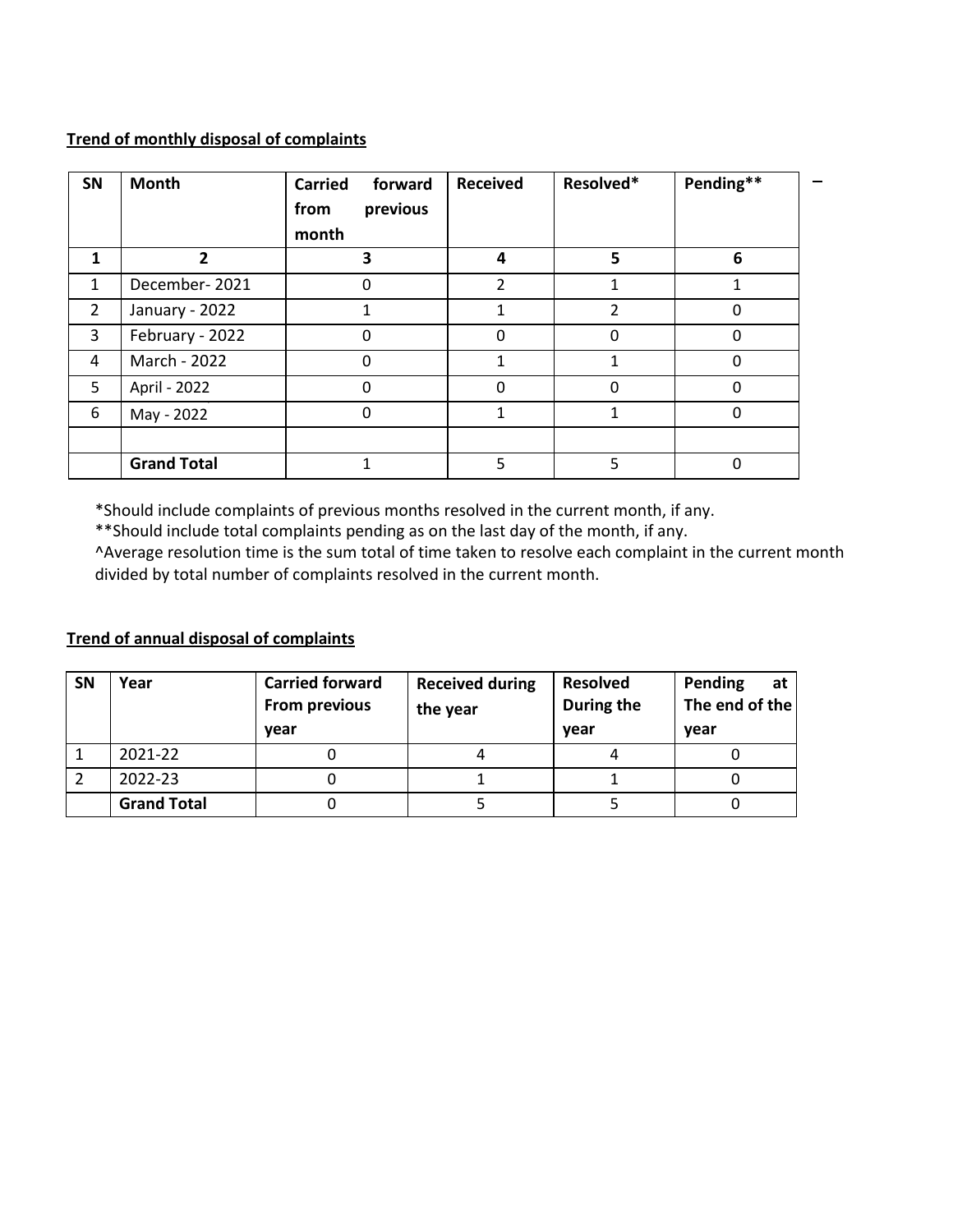**Trend of monthly disposal of complaints**

| SN | Month | Carried forward from previous month | Received | Resolved* | Pending** |
|---|---|---|---|---|---|
| **1** | **2** | **3** | **4** | **5** | **6** |
| 1 | December- 2021 | 0 | 2 | 1 | 1 |
| 2 | January - 2022 | 1 | 1 | 2 | 0 |
| 3 | February - 2022 | 0 | 0 | 0 | 0 |
| 4 | March - 2022 | 0 | 1 | 1 | 0 |
| 5 | April - 2022 | 0 | 0 | 0 | 0 |
| 6 | May - 2022 | 0 | 1 | 1 | 0 |
| | | | | | |
| | **Grand Total** | 1 | 5 | 5 | 0 |

*Should include complaints of previous months resolved in the current month, if any.

**Should include total complaints pending as on the last day of the month, if any.

^Average resolution time is the sum total of time taken to resolve each complaint in the current month divided by total number of complaints resolved in the current month.

**Trend of annual disposal of complaints**

| SN | Year | Carried forward From previous year | Received during the year | Resolved During the year | Pending at The end of the year |
|---|---|---|---|---|---|
| 1 | 2021-22 | 0 | 4 | 4 | 0 |
| 2 | 2022-23 | 0 | 1 | 1 | 0 |
| | **Grand Total** | 0 | 5 | 5 | 0 |